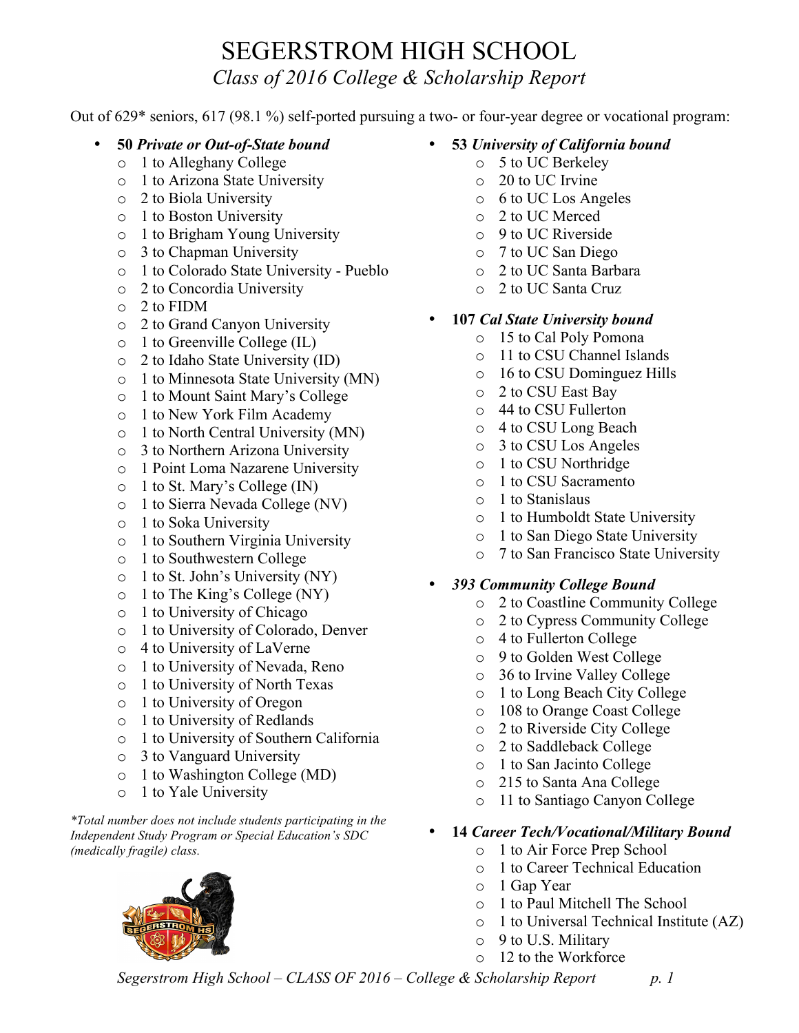# SEGERSTROM HIGH SCHOOL

*Class of 2016 College & Scholarship Report*

Out of 629* seniors, 617 (98.1 %) self-ported pursuing a two- or four-year degree or vocational program:

- **50** ***Private or Out-of-State bound***
  - 1 to Alleghany College
  - 1 to Arizona State University
  - 2 to Biola University
  - 1 to Boston University
  - 1 to Brigham Young University
  - 3 to Chapman University
  - 1 to Colorado State University - Pueblo
  - 2 to Concordia University
  - 2 to FIDM
  - 2 to Grand Canyon University
  - 1 to Greenville College (IL)
  - 2 to Idaho State University (ID)
  - 1 to Minnesota State University (MN)
  - 1 to Mount Saint Mary's College
  - 1 to New York Film Academy
  - 1 to North Central University (MN)
  - 3 to Northern Arizona University
  - 1 Point Loma Nazarene University
  - 1 to St. Mary's College (IN)
  - 1 to Sierra Nevada College (NV)
  - 1 to Soka University
  - 1 to Southern Virginia University
  - 1 to Southwestern College
  - 1 to St. John's University (NY)
  - 1 to The King's College (NY)
  - 1 to University of Chicago
  - 1 to University of Colorado, Denver
  - 4 to University of LaVerne
  - 1 to University of Nevada, Reno
  - 1 to University of North Texas
  - 1 to University of Oregon
  - 1 to University of Redlands
  - 1 to University of Southern California
  - 3 to Vanguard University
  - 1 to Washington College (MD)
  - 1 to Yale University

*\*Total number does not include students participating in the Independent Study Program or Special Education's SDC (medically fragile) class.*

- **53** ***University of California bound***
  - 5 to UC Berkeley
  - 20 to UC Irvine
  - 6 to UC Los Angeles
  - 2 to UC Merced
  - 9 to UC Riverside
  - 7 to UC San Diego
  - 2 to UC Santa Barbara
  - 2 to UC Santa Cruz

- **107** ***Cal State University bound***
  - 15 to Cal Poly Pomona
  - 11 to CSU Channel Islands
  - 16 to CSU Dominguez Hills
  - 2 to CSU East Bay
  - 44 to CSU Fullerton
  - 4 to CSU Long Beach
  - 3 to CSU Los Angeles
  - 1 to CSU Northridge
  - 1 to CSU Sacramento
  - 1 to Stanislaus
  - 1 to Humboldt State University
  - 1 to San Diego State University
  - 7 to San Francisco State University

- ***393 Community College Bound***
  - 2 to Coastline Community College
  - 2 to Cypress Community College
  - 4 to Fullerton College
  - 9 to Golden West College
  - 36 to Irvine Valley College
  - 1 to Long Beach City College
  - 108 to Orange Coast College
  - 2 to Riverside City College
  - 2 to Saddleback College
  - 1 to San Jacinto College
  - 215 to Santa Ana College
  - 11 to Santiago Canyon College

- **14** ***Career Tech/Vocational/Military Bound***
  - 1 to Air Force Prep School
  - 1 to Career Technical Education
  - 1 Gap Year
  - 1 to Paul Mitchell The School
  - 1 to Universal Technical Institute (AZ)
  - 9 to U.S. Military
  - 12 to the Workforce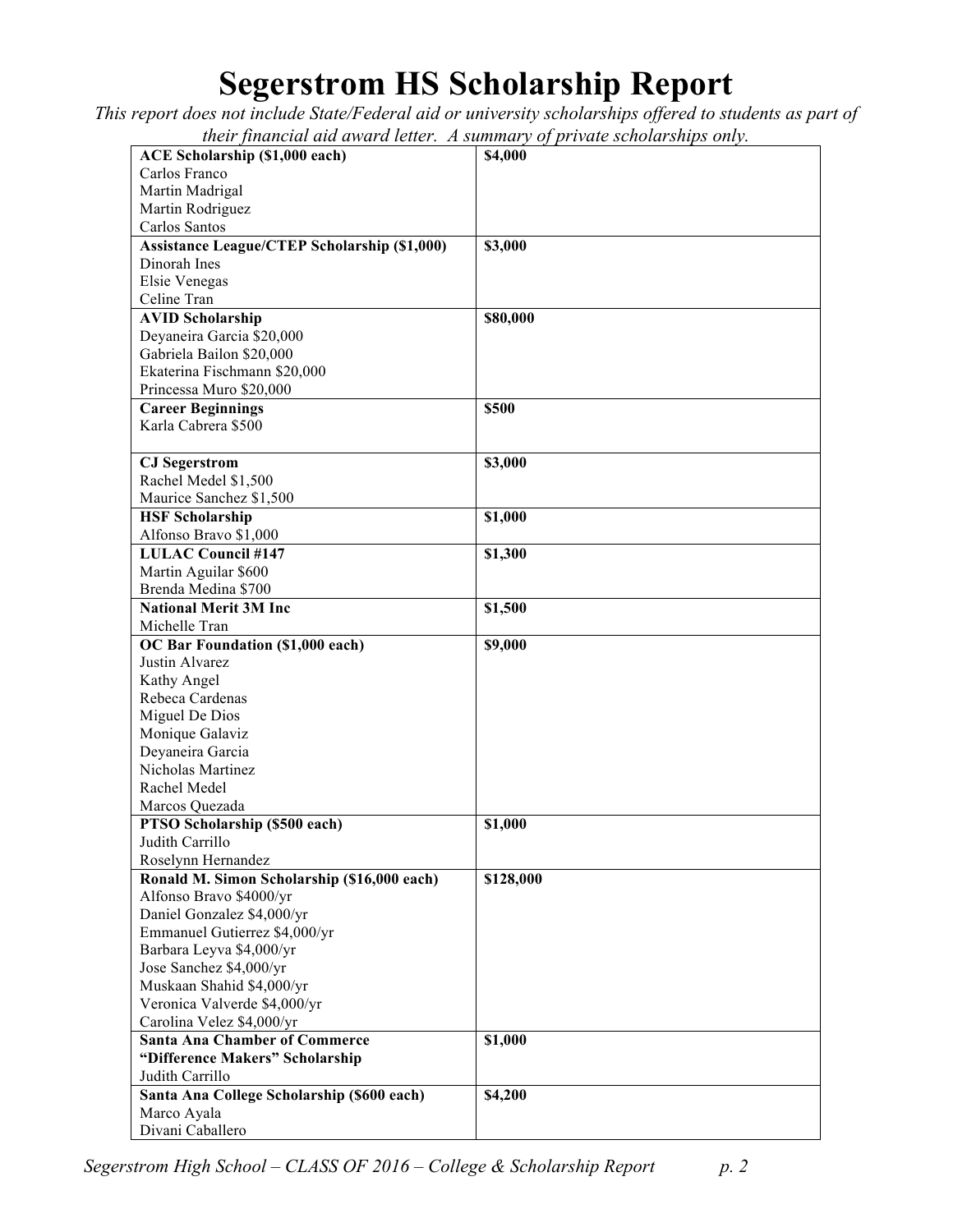# Segerstrom HS Scholarship Report

*This report does not include State/Federal aid or university scholarships offered to students as part of their financial aid award letter. A summary of private scholarships only.*

| Scholarship | Amount |
|---|---|
| **ACE Scholarship ($1,000 each)**<br>Carlos Franco<br>Martin Madrigal<br>Martin Rodriguez<br>Carlos Santos | **$4,000** |
| **Assistance League/CTEP Scholarship ($1,000)**<br>Dinorah Ines<br>Elsie Venegas<br>Celine Tran | **$3,000** |
| **AVID Scholarship**<br>Deyaneira Garcia $20,000<br>Gabriela Bailon $20,000<br>Ekaterina Fischmann $20,000<br>Princessa Muro $20,000 | **$80,000** |
| **Career Beginnings**<br>Karla Cabrera $500 | **$500** |
| **CJ Segerstrom**<br>Rachel Medel $1,500<br>Maurice Sanchez $1,500 | **$3,000** |
| **HSF Scholarship**<br>Alfonso Bravo $1,000 | **$1,000** |
| **LULAC Council #147**<br>Martin Aguilar $600<br>Brenda Medina $700 | **$1,300** |
| **National Merit 3M Inc**<br>Michelle Tran | **$1,500** |
| **OC Bar Foundation ($1,000 each)**<br>Justin Alvarez<br>Kathy Angel<br>Rebeca Cardenas<br>Miguel De Dios<br>Monique Galaviz<br>Deyaneira Garcia<br>Nicholas Martinez<br>Rachel Medel<br>Marcos Quezada | **$9,000** |
| **PTSO Scholarship ($500 each)**<br>Judith Carrillo<br>Roselynn Hernandez | **$1,000** |
| **Ronald M. Simon Scholarship ($16,000 each)**<br>Alfonso Bravo $4000/yr<br>Daniel Gonzalez $4,000/yr<br>Emmanuel Gutierrez $4,000/yr<br>Barbara Leyva $4,000/yr<br>Jose Sanchez $4,000/yr<br>Muskaan Shahid $4,000/yr<br>Veronica Valverde $4,000/yr<br>Carolina Velez $4,000/yr | **$128,000** |
| **Santa Ana Chamber of Commerce "Difference Makers" Scholarship**<br>Judith Carrillo | **$1,000** |
| **Santa Ana College Scholarship ($600 each)**<br>Marco Ayala<br>Divani Caballero | **$4,200** |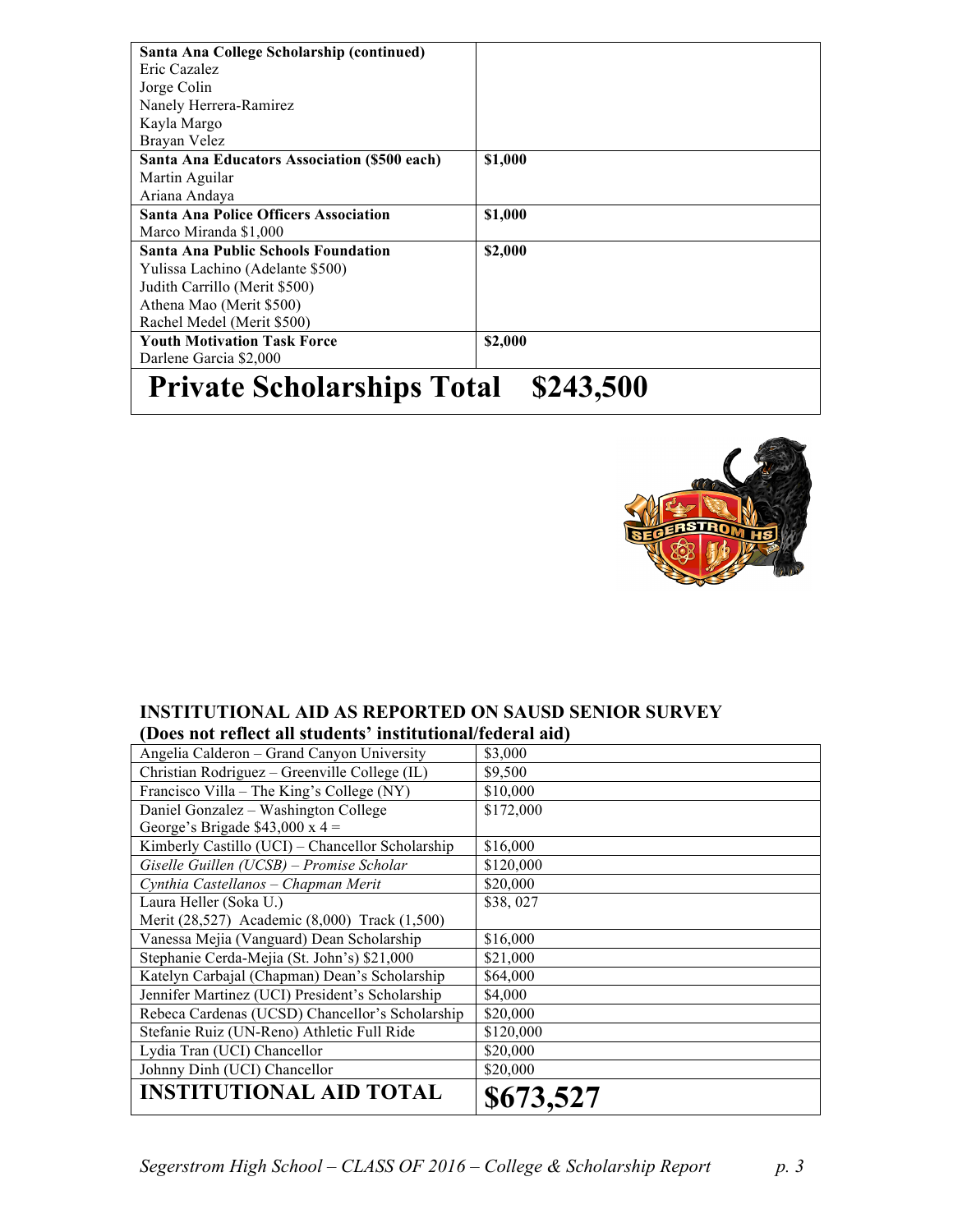| | |
|---|---|
| **Santa Ana College Scholarship (continued)**<br>Eric Cazalez<br>Jorge Colin<br>Nanely Herrera-Ramirez<br>Kayla Margo<br>Brayan Velez | |
| **Santa Ana Educators Association ($500 each)**<br>Martin Aguilar<br>Ariana Andaya | **$1,000** |
| **Santa Ana Police Officers Association**<br>Marco Miranda $1,000 | **$1,000** |
| **Santa Ana Public Schools Foundation**<br>Yulissa Lachino (Adelante $500)<br>Judith Carrillo (Merit $500)<br>Athena Mao (Merit $500)<br>Rachel Medel (Merit $500) | **$2,000** |
| **Youth Motivation Task Force**<br>Darlene Garcia $2,000 | **$2,000** |
| **Private Scholarships Total** | **$243,500** |

## INSTITUTIONAL AID AS REPORTED ON SAUSD SENIOR SURVEY
## (Does not reflect all students' institutional/federal aid)

| | |
|---|---|
| Angelia Calderon – Grand Canyon University | $3,000 |
| Christian Rodriguez – Greenville College (IL) | $9,500 |
| Francisco Villa – The King's College (NY) | $10,000 |
| Daniel Gonzalez – Washington College<br>George's Brigade $43,000 x 4 = | $172,000 |
| Kimberly Castillo (UCI) – Chancellor Scholarship | $16,000 |
| *Giselle Guillen (UCSB) – Promise Scholar* | $120,000 |
| *Cynthia Castellanos – Chapman Merit* | $20,000 |
| Laura Heller (Soka U.)<br>Merit (28,527) Academic (8,000) Track (1,500) | $38, 027 |
| Vanessa Mejia (Vanguard) Dean Scholarship | $16,000 |
| Stephanie Cerda-Mejia (St. John's) $21,000 | $21,000 |
| Katelyn Carbajal (Chapman) Dean's Scholarship | $64,000 |
| Jennifer Martinez (UCI) President's Scholarship | $4,000 |
| Rebeca Cardenas (UCSD) Chancellor's Scholarship | $20,000 |
| Stefanie Ruiz (UN-Reno) Athletic Full Ride | $120,000 |
| Lydia Tran (UCI) Chancellor | $20,000 |
| Johnny Dinh (UCI) Chancellor | $20,000 |
| **INSTITUTIONAL AID TOTAL** | **$673,527** |